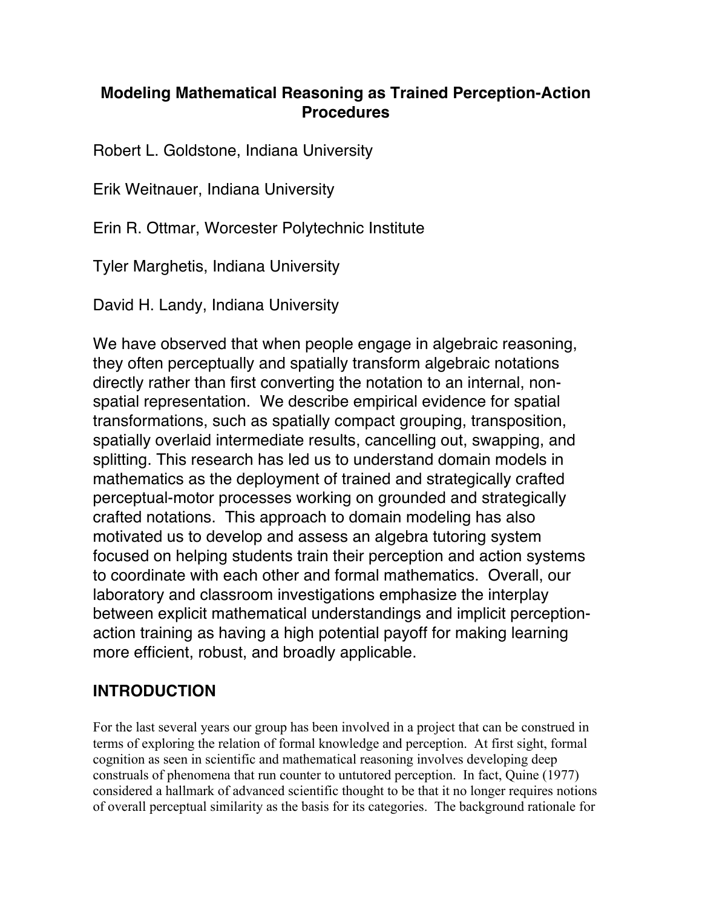# Modeling Mathematical Reasoning as Trained Perception-Action Procedures

Robert L. Goldstone, Indiana University

Erik Weitnauer, Indiana University

Erin R. Ottmar, Worcester Polytechnic Institute

Tyler Marghetis, Indiana University

David H. Landy, Indiana University

We have observed that when people engage in algebraic reasoning, they often perceptually and spatially transform algebraic notations directly rather than first converting the notation to an internal, non-spatial representation. We describe empirical evidence for spatial transformations, such as spatially compact grouping, transposition, spatially overlaid intermediate results, cancelling out, swapping, and splitting. This research has led us to understand domain models in mathematics as the deployment of trained and strategically crafted perceptual-motor processes working on grounded and strategically crafted notations. This approach to domain modeling has also motivated us to develop and assess an algebra tutoring system focused on helping students train their perception and action systems to coordinate with each other and formal mathematics. Overall, our laboratory and classroom investigations emphasize the interplay between explicit mathematical understandings and implicit perception-action training as having a high potential payoff for making learning more efficient, robust, and broadly applicable.

## INTRODUCTION

For the last several years our group has been involved in a project that can be construed in terms of exploring the relation of formal knowledge and perception. At first sight, formal cognition as seen in scientific and mathematical reasoning involves developing deep construals of phenomena that run counter to untutored perception. In fact, Quine (1977) considered a hallmark of advanced scientific thought to be that it no longer requires notions of overall perceptual similarity as the basis for its categories. The background rationale for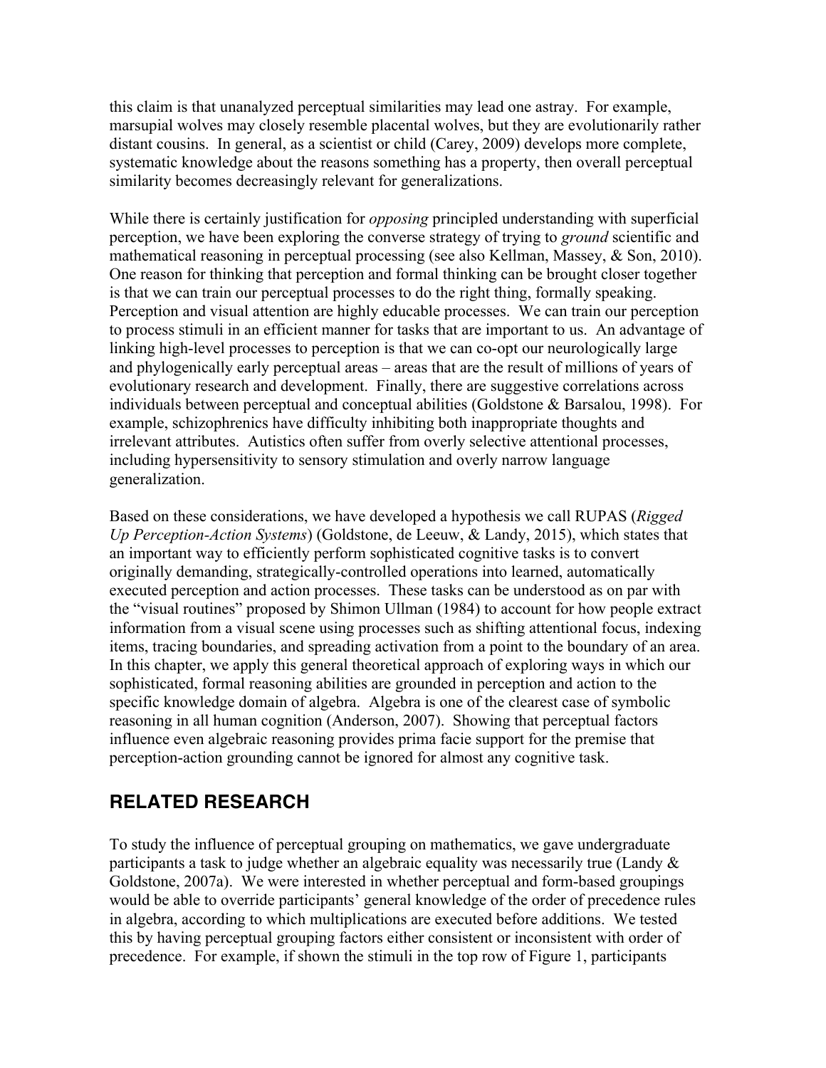this claim is that unanalyzed perceptual similarities may lead one astray. For example, marsupial wolves may closely resemble placental wolves, but they are evolutionarily rather distant cousins. In general, as a scientist or child (Carey, 2009) develops more complete, systematic knowledge about the reasons something has a property, then overall perceptual similarity becomes decreasingly relevant for generalizations.

While there is certainly justification for *opposing* principled understanding with superficial perception, we have been exploring the converse strategy of trying to *ground* scientific and mathematical reasoning in perceptual processing (see also Kellman, Massey, & Son, 2010). One reason for thinking that perception and formal thinking can be brought closer together is that we can train our perceptual processes to do the right thing, formally speaking. Perception and visual attention are highly educable processes. We can train our perception to process stimuli in an efficient manner for tasks that are important to us. An advantage of linking high-level processes to perception is that we can co-opt our neurologically large and phylogenically early perceptual areas – areas that are the result of millions of years of evolutionary research and development. Finally, there are suggestive correlations across individuals between perceptual and conceptual abilities (Goldstone & Barsalou, 1998). For example, schizophrenics have difficulty inhibiting both inappropriate thoughts and irrelevant attributes. Autistics often suffer from overly selective attentional processes, including hypersensitivity to sensory stimulation and overly narrow language generalization.

Based on these considerations, we have developed a hypothesis we call RUPAS (*Rigged Up Perception-Action Systems*) (Goldstone, de Leeuw, & Landy, 2015), which states that an important way to efficiently perform sophisticated cognitive tasks is to convert originally demanding, strategically-controlled operations into learned, automatically executed perception and action processes. These tasks can be understood as on par with the "visual routines" proposed by Shimon Ullman (1984) to account for how people extract information from a visual scene using processes such as shifting attentional focus, indexing items, tracing boundaries, and spreading activation from a point to the boundary of an area. In this chapter, we apply this general theoretical approach of exploring ways in which our sophisticated, formal reasoning abilities are grounded in perception and action to the specific knowledge domain of algebra. Algebra is one of the clearest case of symbolic reasoning in all human cognition (Anderson, 2007). Showing that perceptual factors influence even algebraic reasoning provides prima facie support for the premise that perception-action grounding cannot be ignored for almost any cognitive task.

## RELATED RESEARCH

To study the influence of perceptual grouping on mathematics, we gave undergraduate participants a task to judge whether an algebraic equality was necessarily true (Landy & Goldstone, 2007a). We were interested in whether perceptual and form-based groupings would be able to override participants' general knowledge of the order of precedence rules in algebra, according to which multiplications are executed before additions. We tested this by having perceptual grouping factors either consistent or inconsistent with order of precedence. For example, if shown the stimuli in the top row of Figure 1, participants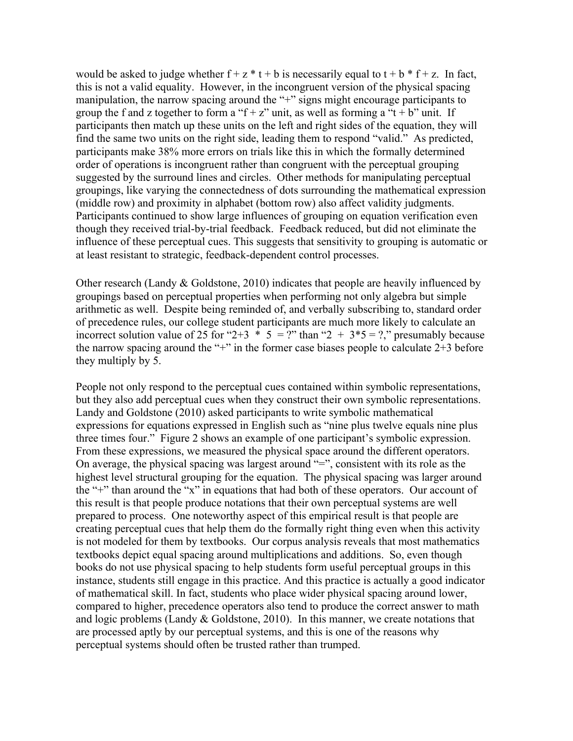would be asked to judge whether f + z * t + b is necessarily equal to t + b * f + z. In fact, this is not a valid equality. However, in the incongruent version of the physical spacing manipulation, the narrow spacing around the "+" signs might encourage participants to group the f and z together to form a "f + z" unit, as well as forming a "t + b" unit. If participants then match up these units on the left and right sides of the equation, they will find the same two units on the right side, leading them to respond "valid." As predicted, participants make 38% more errors on trials like this in which the formally determined order of operations is incongruent rather than congruent with the perceptual grouping suggested by the surround lines and circles. Other methods for manipulating perceptual groupings, like varying the connectedness of dots surrounding the mathematical expression (middle row) and proximity in alphabet (bottom row) also affect validity judgments. Participants continued to show large influences of grouping on equation verification even though they received trial-by-trial feedback. Feedback reduced, but did not eliminate the influence of these perceptual cues. This suggests that sensitivity to grouping is automatic or at least resistant to strategic, feedback-dependent control processes.

Other research (Landy & Goldstone, 2010) indicates that people are heavily influenced by groupings based on perceptual properties when performing not only algebra but simple arithmetic as well. Despite being reminded of, and verbally subscribing to, standard order of precedence rules, our college student participants are much more likely to calculate an incorrect solution value of 25 for "2+3  *  5  = ?" than "2  +  3*5 = ?," presumably because the narrow spacing around the "+" in the former case biases people to calculate 2+3 before they multiply by 5.

People not only respond to the perceptual cues contained within symbolic representations, but they also add perceptual cues when they construct their own symbolic representations. Landy and Goldstone (2010) asked participants to write symbolic mathematical expressions for equations expressed in English such as "nine plus twelve equals nine plus three times four." Figure 2 shows an example of one participant's symbolic expression. From these expressions, we measured the physical space around the different operators. On average, the physical spacing was largest around "=", consistent with its role as the highest level structural grouping for the equation. The physical spacing was larger around the "+" than around the "x" in equations that had both of these operators. Our account of this result is that people produce notations that their own perceptual systems are well prepared to process. One noteworthy aspect of this empirical result is that people are creating perceptual cues that help them do the formally right thing even when this activity is not modeled for them by textbooks. Our corpus analysis reveals that most mathematics textbooks depict equal spacing around multiplications and additions. So, even though books do not use physical spacing to help students form useful perceptual groups in this instance, students still engage in this practice. And this practice is actually a good indicator of mathematical skill. In fact, students who place wider physical spacing around lower, compared to higher, precedence operators also tend to produce the correct answer to math and logic problems (Landy & Goldstone, 2010). In this manner, we create notations that are processed aptly by our perceptual systems, and this is one of the reasons why perceptual systems should often be trusted rather than trumped.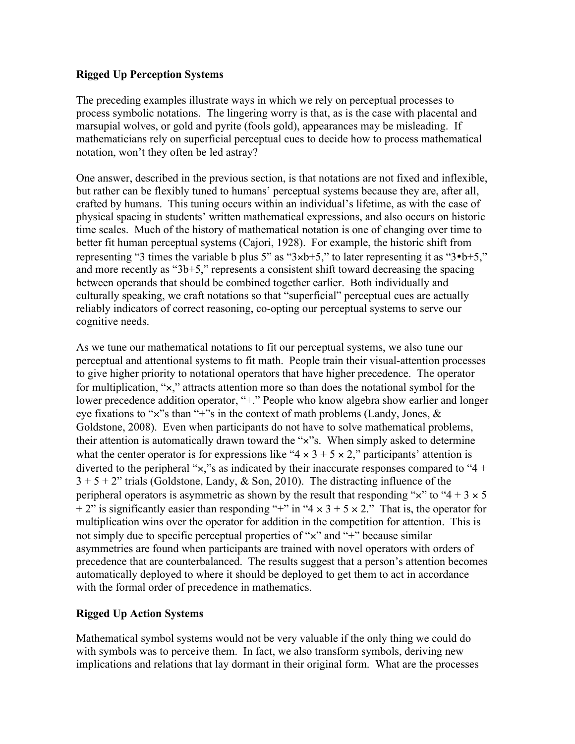### Rigged Up Perception Systems

The preceding examples illustrate ways in which we rely on perceptual processes to process symbolic notations. The lingering worry is that, as is the case with placental and marsupial wolves, or gold and pyrite (fools gold), appearances may be misleading. If mathematicians rely on superficial perceptual cues to decide how to process mathematical notation, won't they often be led astray?

One answer, described in the previous section, is that notations are not fixed and inflexible, but rather can be flexibly tuned to humans' perceptual systems because they are, after all, crafted by humans. This tuning occurs within an individual's lifetime, as with the case of physical spacing in students' written mathematical expressions, and also occurs on historic time scales. Much of the history of mathematical notation is one of changing over time to better fit human perceptual systems (Cajori, 1928). For example, the historic shift from representing "3 times the variable b plus 5" as "3×b+5," to later representing it as "3•b+5," and more recently as "3b+5," represents a consistent shift toward decreasing the spacing between operands that should be combined together earlier. Both individually and culturally speaking, we craft notations so that "superficial" perceptual cues are actually reliably indicators of correct reasoning, co-opting our perceptual systems to serve our cognitive needs.

As we tune our mathematical notations to fit our perceptual systems, we also tune our perceptual and attentional systems to fit math. People train their visual-attention processes to give higher priority to notational operators that have higher precedence. The operator for multiplication, "×," attracts attention more so than does the notational symbol for the lower precedence addition operator, "+." People who know algebra show earlier and longer eye fixations to "×"s than "+"s in the context of math problems (Landy, Jones, & Goldstone, 2008). Even when participants do not have to solve mathematical problems, their attention is automatically drawn toward the "×"s. When simply asked to determine what the center operator is for expressions like "4 × 3 + 5 × 2," participants' attention is diverted to the peripheral "×,"s as indicated by their inaccurate responses compared to "4 + 3 + 5 + 2" trials (Goldstone, Landy, & Son, 2010). The distracting influence of the peripheral operators is asymmetric as shown by the result that responding "×" to "4 + 3 × 5 + 2" is significantly easier than responding "+" in "4 × 3 + 5 × 2." That is, the operator for multiplication wins over the operator for addition in the competition for attention. This is not simply due to specific perceptual properties of "×" and "+" because similar asymmetries are found when participants are trained with novel operators with orders of precedence that are counterbalanced. The results suggest that a person's attention becomes automatically deployed to where it should be deployed to get them to act in accordance with the formal order of precedence in mathematics.

### Rigged Up Action Systems

Mathematical symbol systems would not be very valuable if the only thing we could do with symbols was to perceive them. In fact, we also transform symbols, deriving new implications and relations that lay dormant in their original form. What are the processes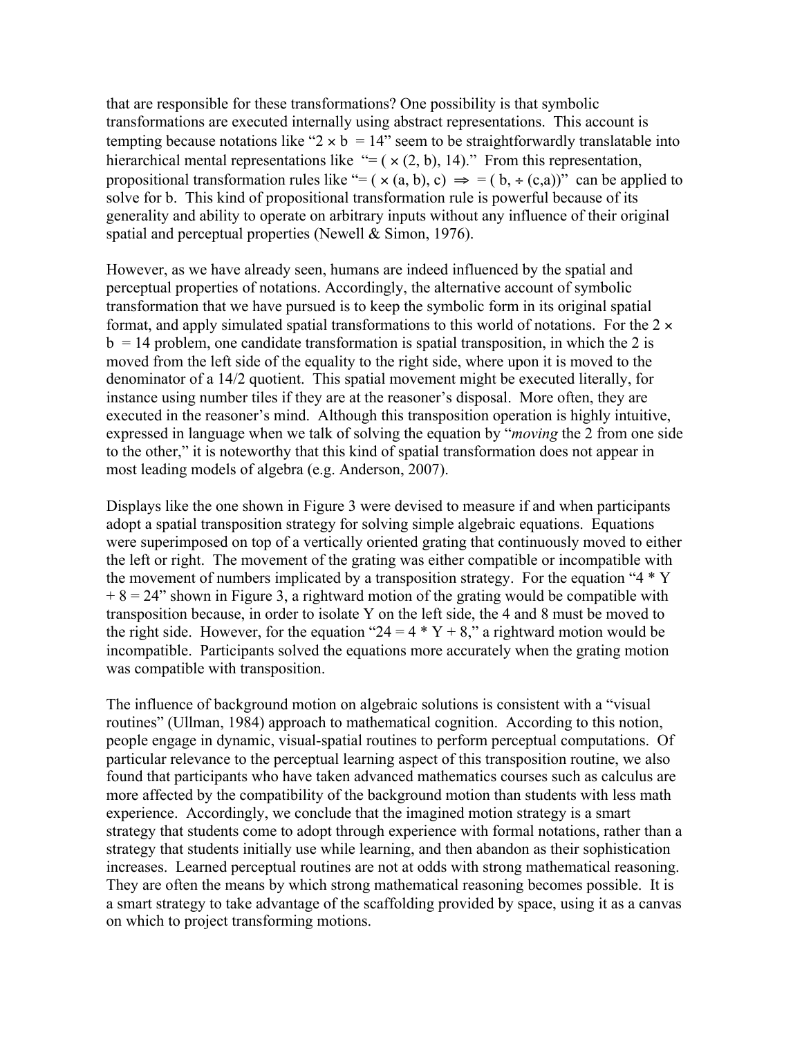that are responsible for these transformations? One possibility is that symbolic transformations are executed internally using abstract representations. This account is tempting because notations like "$2 \times b = 14$" seem to be straightforwardly translatable into hierarchical mental representations like "$= (\times (2, b), 14)$." From this representation, propositional transformation rules like "$= (\times (a, b), c) \Rightarrow = (b, \div (c,a))$" can be applied to solve for b. This kind of propositional transformation rule is powerful because of its generality and ability to operate on arbitrary inputs without any influence of their original spatial and perceptual properties (Newell & Simon, 1976).

However, as we have already seen, humans are indeed influenced by the spatial and perceptual properties of notations. Accordingly, the alternative account of symbolic transformation that we have pursued is to keep the symbolic form in its original spatial format, and apply simulated spatial transformations to this world of notations. For the $2 \times b = 14$ problem, one candidate transformation is spatial transposition, in which the 2 is moved from the left side of the equality to the right side, where upon it is moved to the denominator of a 14/2 quotient. This spatial movement might be executed literally, for instance using number tiles if they are at the reasoner's disposal. More often, they are executed in the reasoner's mind. Although this transposition operation is highly intuitive, expressed in language when we talk of solving the equation by "*moving* the 2 from one side to the other," it is noteworthy that this kind of spatial transformation does not appear in most leading models of algebra (e.g. Anderson, 2007).

Displays like the one shown in Figure 3 were devised to measure if and when participants adopt a spatial transposition strategy for solving simple algebraic equations. Equations were superimposed on top of a vertically oriented grating that continuously moved to either the left or right. The movement of the grating was either compatible or incompatible with the movement of numbers implicated by a transposition strategy. For the equation "4 * Y + 8 = 24" shown in Figure 3, a rightward motion of the grating would be compatible with transposition because, in order to isolate Y on the left side, the 4 and 8 must be moved to the right side. However, for the equation "24 = 4 * Y + 8," a rightward motion would be incompatible. Participants solved the equations more accurately when the grating motion was compatible with transposition.

The influence of background motion on algebraic solutions is consistent with a "visual routines" (Ullman, 1984) approach to mathematical cognition. According to this notion, people engage in dynamic, visual-spatial routines to perform perceptual computations. Of particular relevance to the perceptual learning aspect of this transposition routine, we also found that participants who have taken advanced mathematics courses such as calculus are more affected by the compatibility of the background motion than students with less math experience. Accordingly, we conclude that the imagined motion strategy is a smart strategy that students come to adopt through experience with formal notations, rather than a strategy that students initially use while learning, and then abandon as their sophistication increases. Learned perceptual routines are not at odds with strong mathematical reasoning. They are often the means by which strong mathematical reasoning becomes possible. It is a smart strategy to take advantage of the scaffolding provided by space, using it as a canvas on which to project transforming motions.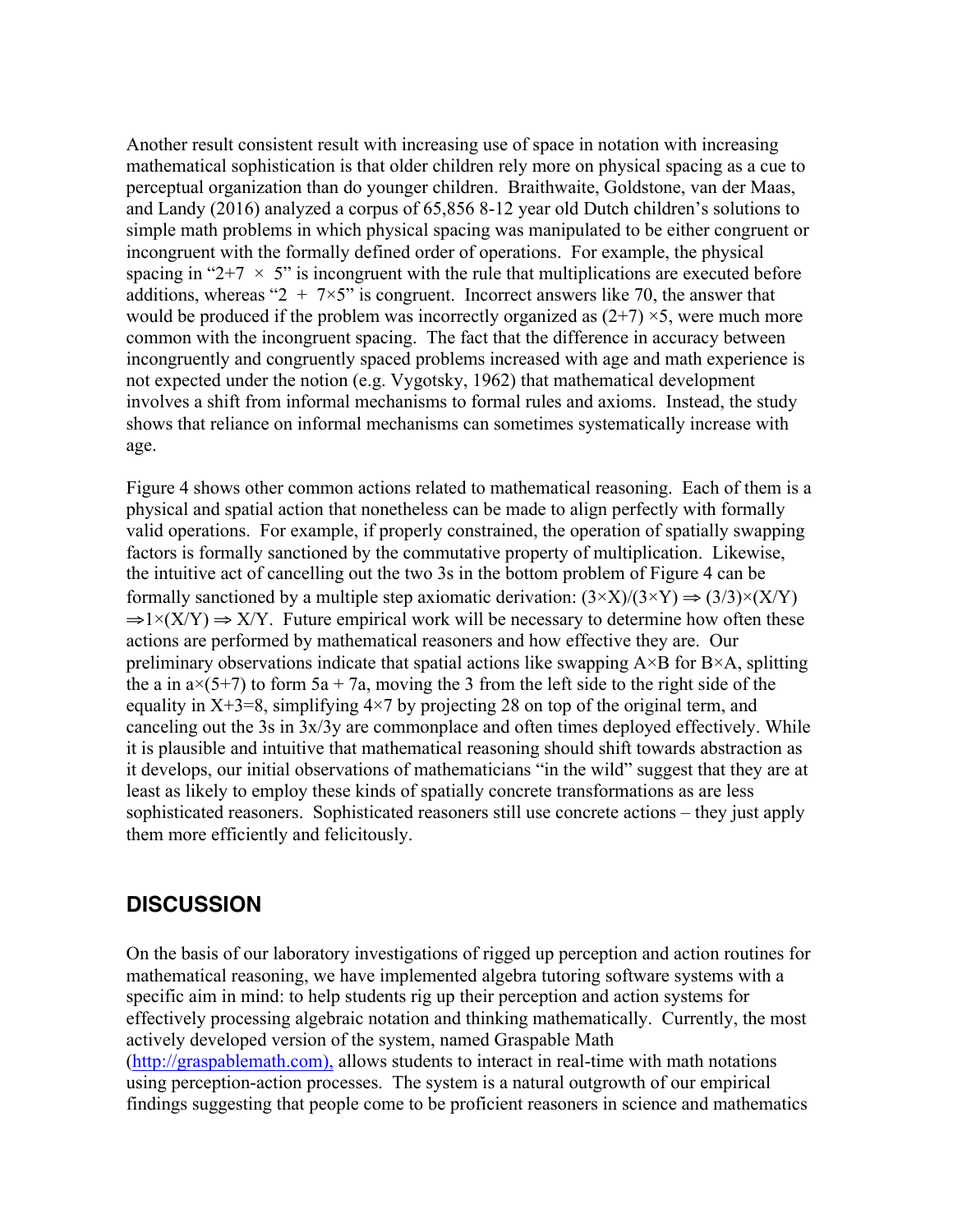Another result consistent result with increasing use of space in notation with increasing mathematical sophistication is that older children rely more on physical spacing as a cue to perceptual organization than do younger children. Braithwaite, Goldstone, van der Maas, and Landy (2016) analyzed a corpus of 65,856 8-12 year old Dutch children's solutions to simple math problems in which physical spacing was manipulated to be either congruent or incongruent with the formally defined order of operations. For example, the physical spacing in "$2{+}7\ \times\ 5$" is incongruent with the rule that multiplications are executed before additions, whereas "$2\ +\ 7{\times}5$" is congruent. Incorrect answers like 70, the answer that would be produced if the problem was incorrectly organized as $(2+7)\times 5$, were much more common with the incongruent spacing. The fact that the difference in accuracy between incongruently and congruently spaced problems increased with age and math experience is not expected under the notion (e.g. Vygotsky, 1962) that mathematical development involves a shift from informal mechanisms to formal rules and axioms. Instead, the study shows that reliance on informal mechanisms can sometimes systematically increase with age.

Figure 4 shows other common actions related to mathematical reasoning. Each of them is a physical and spatial action that nonetheless can be made to align perfectly with formally valid operations. For example, if properly constrained, the operation of spatially swapping factors is formally sanctioned by the commutative property of multiplication. Likewise, the intuitive act of cancelling out the two 3s in the bottom problem of Figure 4 can be formally sanctioned by a multiple step axiomatic derivation: $(3\times X)/(3\times Y) \Rightarrow (3/3)\times(X/Y) \Rightarrow 1\times(X/Y) \Rightarrow X/Y$. Future empirical work will be necessary to determine how often these actions are performed by mathematical reasoners and how effective they are. Our preliminary observations indicate that spatial actions like swapping $A\times B$ for $B\times A$, splitting the a in $a\times(5+7)$ to form $5a + 7a$, moving the 3 from the left side to the right side of the equality in $X+3=8$, simplifying $4\times 7$ by projecting 28 on top of the original term, and canceling out the 3s in $3x/3y$ are commonplace and often times deployed effectively. While it is plausible and intuitive that mathematical reasoning should shift towards abstraction as it develops, our initial observations of mathematicians "in the wild" suggest that they are at least as likely to employ these kinds of spatially concrete transformations as are less sophisticated reasoners. Sophisticated reasoners still use concrete actions – they just apply them more efficiently and felicitously.

## DISCUSSION

On the basis of our laboratory investigations of rigged up perception and action routines for mathematical reasoning, we have implemented algebra tutoring software systems with a specific aim in mind: to help students rig up their perception and action systems for effectively processing algebraic notation and thinking mathematically. Currently, the most actively developed version of the system, named Graspable Math (http://graspablemath.com), allows students to interact in real-time with math notations using perception-action processes. The system is a natural outgrowth of our empirical findings suggesting that people come to be proficient reasoners in science and mathematics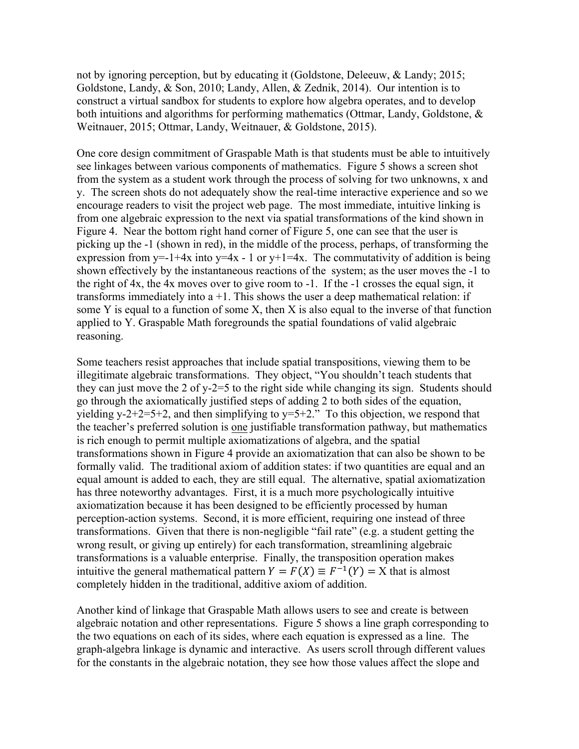not by ignoring perception, but by educating it (Goldstone, Deleeuw, & Landy; 2015; Goldstone, Landy, & Son, 2010; Landy, Allen, & Zednik, 2014). Our intention is to construct a virtual sandbox for students to explore how algebra operates, and to develop both intuitions and algorithms for performing mathematics (Ottmar, Landy, Goldstone, & Weitnauer, 2015; Ottmar, Landy, Weitnauer, & Goldstone, 2015).

One core design commitment of Graspable Math is that students must be able to intuitively see linkages between various components of mathematics. Figure 5 shows a screen shot from the system as a student work through the process of solving for two unknowns, x and y. The screen shots do not adequately show the real-time interactive experience and so we encourage readers to visit the project web page. The most immediate, intuitive linking is from one algebraic expression to the next via spatial transformations of the kind shown in Figure 4. Near the bottom right hand corner of Figure 5, one can see that the user is picking up the -1 (shown in red), in the middle of the process, perhaps, of transforming the expression from y=-1+4x into y=4x - 1 or y+1=4x. The commutativity of addition is being shown effectively by the instantaneous reactions of the system; as the user moves the -1 to the right of 4x, the 4x moves over to give room to -1. If the -1 crosses the equal sign, it transforms immediately into a +1. This shows the user a deep mathematical relation: if some Y is equal to a function of some X, then X is also equal to the inverse of that function applied to Y. Graspable Math foregrounds the spatial foundations of valid algebraic reasoning.

Some teachers resist approaches that include spatial transpositions, viewing them to be illegitimate algebraic transformations. They object, "You shouldn't teach students that they can just move the 2 of y-2=5 to the right side while changing its sign. Students should go through the axiomatically justified steps of adding 2 to both sides of the equation, yielding y-2+2=5+2, and then simplifying to y=5+2." To this objection, we respond that the teacher's preferred solution is <u>one</u> justifiable transformation pathway, but mathematics is rich enough to permit multiple axiomatizations of algebra, and the spatial transformations shown in Figure 4 provide an axiomatization that can also be shown to be formally valid. The traditional axiom of addition states: if two quantities are equal and an equal amount is added to each, they are still equal. The alternative, spatial axiomatization has three noteworthy advantages. First, it is a much more psychologically intuitive axiomatization because it has been designed to be efficiently processed by human perception-action systems. Second, it is more efficient, requiring one instead of three transformations. Given that there is non-negligible "fail rate" (e.g. a student getting the wrong result, or giving up entirely) for each transformation, streamlining algebraic transformations is a valuable enterprise. Finally, the transposition operation makes intuitive the general mathematical pattern $Y = F(X) \equiv F^{-1}(Y) = X$ that is almost completely hidden in the traditional, additive axiom of addition.

Another kind of linkage that Graspable Math allows users to see and create is between algebraic notation and other representations. Figure 5 shows a line graph corresponding to the two equations on each of its sides, where each equation is expressed as a line. The graph-algebra linkage is dynamic and interactive. As users scroll through different values for the constants in the algebraic notation, they see how those values affect the slope and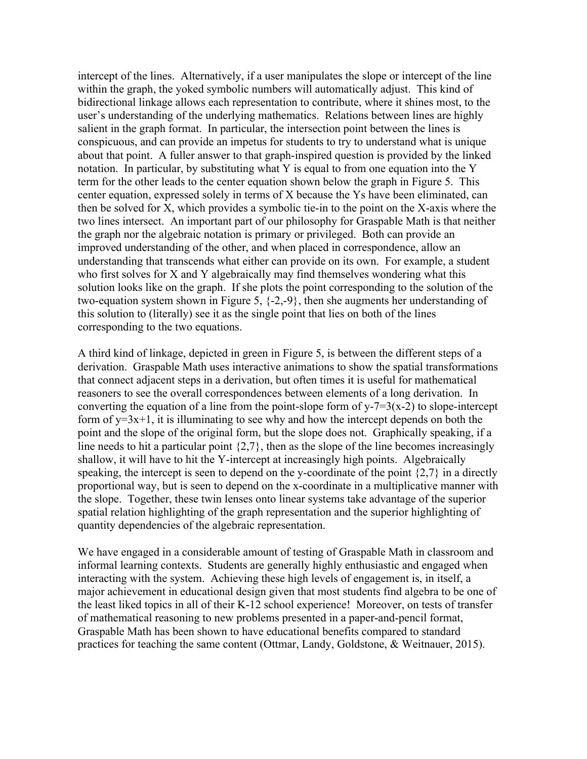intercept of the lines. Alternatively, if a user manipulates the slope or intercept of the line within the graph, the yoked symbolic numbers will automatically adjust. This kind of bidirectional linkage allows each representation to contribute, where it shines most, to the user's understanding of the underlying mathematics. Relations between lines are highly salient in the graph format. In particular, the intersection point between the lines is conspicuous, and can provide an impetus for students to try to understand what is unique about that point. A fuller answer to that graph-inspired question is provided by the linked notation. In particular, by substituting what Y is equal to from one equation into the Y term for the other leads to the center equation shown below the graph in Figure 5. This center equation, expressed solely in terms of X because the Ys have been eliminated, can then be solved for X, which provides a symbolic tie-in to the point on the X-axis where the two lines intersect. An important part of our philosophy for Graspable Math is that neither the graph nor the algebraic notation is primary or privileged. Both can provide an improved understanding of the other, and when placed in correspondence, allow an understanding that transcends what either can provide on its own. For example, a student who first solves for X and Y algebraically may find themselves wondering what this solution looks like on the graph. If she plots the point corresponding to the solution of the two-equation system shown in Figure 5, {-2,-9}, then she augments her understanding of this solution to (literally) see it as the single point that lies on both of the lines corresponding to the two equations.

A third kind of linkage, depicted in green in Figure 5, is between the different steps of a derivation. Graspable Math uses interactive animations to show the spatial transformations that connect adjacent steps in a derivation, but often times it is useful for mathematical reasoners to see the overall correspondences between elements of a long derivation. In converting the equation of a line from the point-slope form of $y-7=3(x-2)$ to slope-intercept form of $y=3x+1$, it is illuminating to see why and how the intercept depends on both the point and the slope of the original form, but the slope does not. Graphically speaking, if a line needs to hit a particular point {2,7}, then as the slope of the line becomes increasingly shallow, it will have to hit the Y-intercept at increasingly high points. Algebraically speaking, the intercept is seen to depend on the y-coordinate of the point {2,7} in a directly proportional way, but is seen to depend on the x-coordinate in a multiplicative manner with the slope. Together, these twin lenses onto linear systems take advantage of the superior spatial relation highlighting of the graph representation and the superior highlighting of quantity dependencies of the algebraic representation.

We have engaged in a considerable amount of testing of Graspable Math in classroom and informal learning contexts. Students are generally highly enthusiastic and engaged when interacting with the system. Achieving these high levels of engagement is, in itself, a major achievement in educational design given that most students find algebra to be one of the least liked topics in all of their K-12 school experience! Moreover, on tests of transfer of mathematical reasoning to new problems presented in a paper-and-pencil format, Graspable Math has been shown to have educational benefits compared to standard practices for teaching the same content (Ottmar, Landy, Goldstone, & Weitnauer, 2015).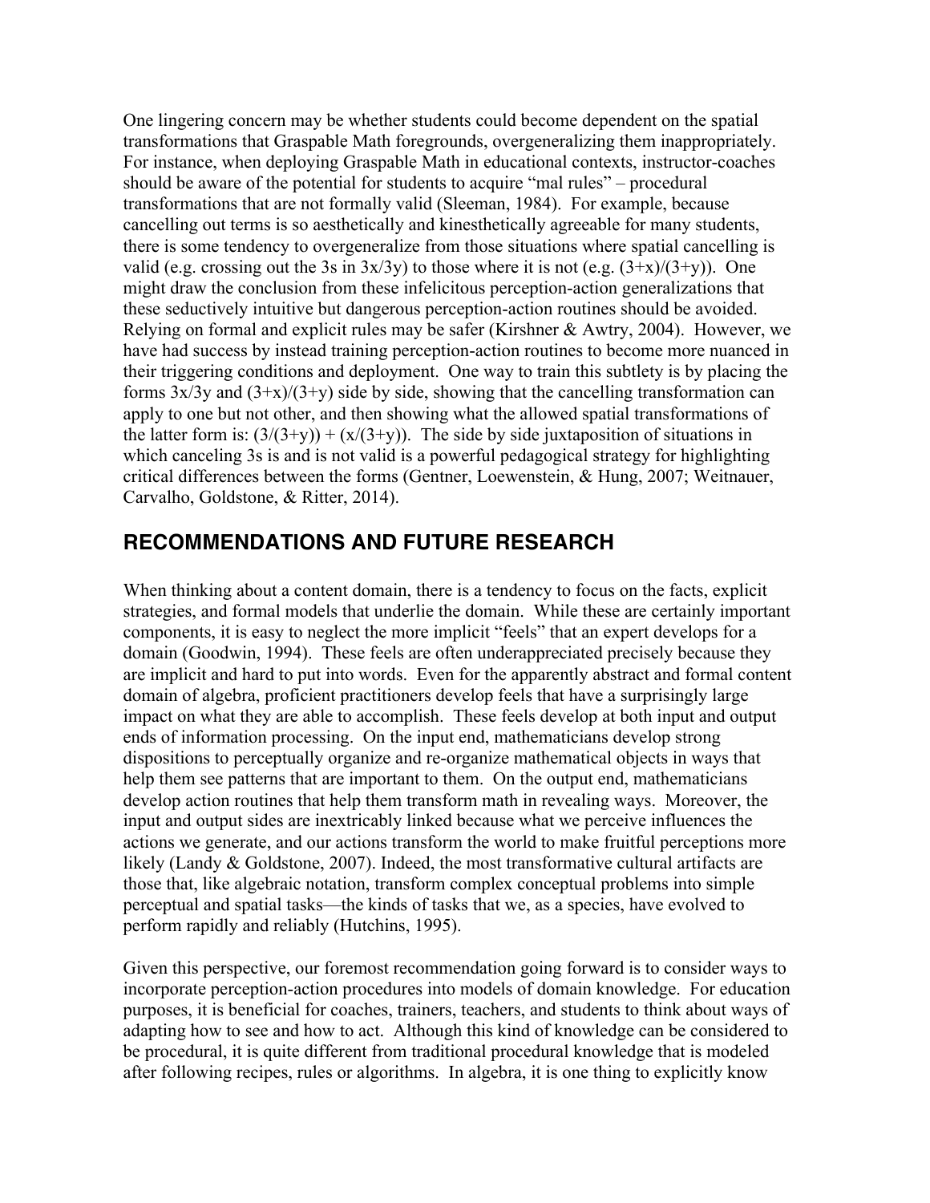One lingering concern may be whether students could become dependent on the spatial transformations that Graspable Math foregrounds, overgeneralizing them inappropriately. For instance, when deploying Graspable Math in educational contexts, instructor-coaches should be aware of the potential for students to acquire "mal rules" – procedural transformations that are not formally valid (Sleeman, 1984). For example, because cancelling out terms is so aesthetically and kinesthetically agreeable for many students, there is some tendency to overgeneralize from those situations where spatial cancelling is valid (e.g. crossing out the 3s in $3x/3y$) to those where it is not (e.g. $(3+x)/(3+y)$). One might draw the conclusion from these infelicitous perception-action generalizations that these seductively intuitive but dangerous perception-action routines should be avoided. Relying on formal and explicit rules may be safer (Kirshner & Awtry, 2004). However, we have had success by instead training perception-action routines to become more nuanced in their triggering conditions and deployment. One way to train this subtlety is by placing the forms $3x/3y$ and $(3+x)/(3+y)$ side by side, showing that the cancelling transformation can apply to one but not other, and then showing what the allowed spatial transformations of the latter form is: $(3/(3+y)) + (x/(3+y))$. The side by side juxtaposition of situations in which canceling 3s is and is not valid is a powerful pedagogical strategy for highlighting critical differences between the forms (Gentner, Loewenstein, & Hung, 2007; Weitnauer, Carvalho, Goldstone, & Ritter, 2014).

## RECOMMENDATIONS AND FUTURE RESEARCH

When thinking about a content domain, there is a tendency to focus on the facts, explicit strategies, and formal models that underlie the domain. While these are certainly important components, it is easy to neglect the more implicit "feels" that an expert develops for a domain (Goodwin, 1994). These feels are often underappreciated precisely because they are implicit and hard to put into words. Even for the apparently abstract and formal content domain of algebra, proficient practitioners develop feels that have a surprisingly large impact on what they are able to accomplish. These feels develop at both input and output ends of information processing. On the input end, mathematicians develop strong dispositions to perceptually organize and re-organize mathematical objects in ways that help them see patterns that are important to them. On the output end, mathematicians develop action routines that help them transform math in revealing ways. Moreover, the input and output sides are inextricably linked because what we perceive influences the actions we generate, and our actions transform the world to make fruitful perceptions more likely (Landy & Goldstone, 2007). Indeed, the most transformative cultural artifacts are those that, like algebraic notation, transform complex conceptual problems into simple perceptual and spatial tasks—the kinds of tasks that we, as a species, have evolved to perform rapidly and reliably (Hutchins, 1995).

Given this perspective, our foremost recommendation going forward is to consider ways to incorporate perception-action procedures into models of domain knowledge. For education purposes, it is beneficial for coaches, trainers, teachers, and students to think about ways of adapting how to see and how to act. Although this kind of knowledge can be considered to be procedural, it is quite different from traditional procedural knowledge that is modeled after following recipes, rules or algorithms. In algebra, it is one thing to explicitly know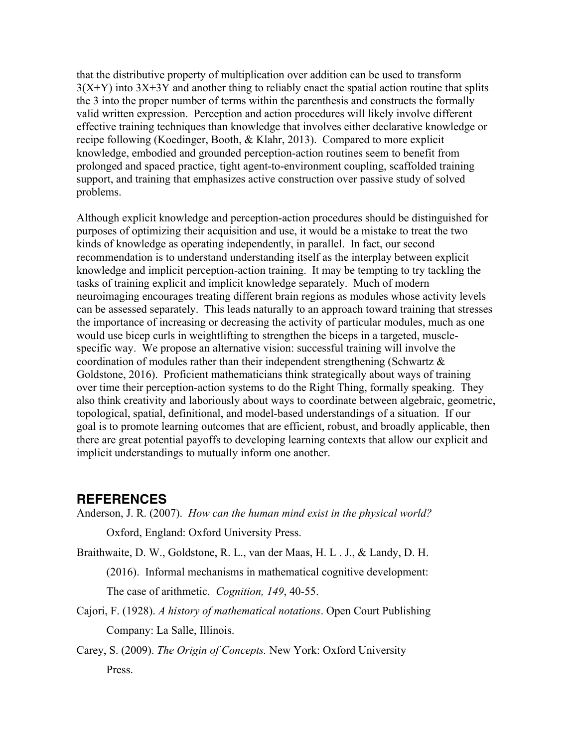that the distributive property of multiplication over addition can be used to transform $3(X+Y)$ into $3X+3Y$ and another thing to reliably enact the spatial action routine that splits the 3 into the proper number of terms within the parenthesis and constructs the formally valid written expression. Perception and action procedures will likely involve different effective training techniques than knowledge that involves either declarative knowledge or recipe following (Koedinger, Booth, & Klahr, 2013). Compared to more explicit knowledge, embodied and grounded perception-action routines seem to benefit from prolonged and spaced practice, tight agent-to-environment coupling, scaffolded training support, and training that emphasizes active construction over passive study of solved problems.

Although explicit knowledge and perception-action procedures should be distinguished for purposes of optimizing their acquisition and use, it would be a mistake to treat the two kinds of knowledge as operating independently, in parallel. In fact, our second recommendation is to understand understanding itself as the interplay between explicit knowledge and implicit perception-action training. It may be tempting to try tackling the tasks of training explicit and implicit knowledge separately. Much of modern neuroimaging encourages treating different brain regions as modules whose activity levels can be assessed separately. This leads naturally to an approach toward training that stresses the importance of increasing or decreasing the activity of particular modules, much as one would use bicep curls in weightlifting to strengthen the biceps in a targeted, muscle-specific way. We propose an alternative vision: successful training will involve the coordination of modules rather than their independent strengthening (Schwartz & Goldstone, 2016). Proficient mathematicians think strategically about ways of training over time their perception-action systems to do the Right Thing, formally speaking. They also think creativity and laboriously about ways to coordinate between algebraic, geometric, topological, spatial, definitional, and model-based understandings of a situation. If our goal is to promote learning outcomes that are efficient, robust, and broadly applicable, then there are great potential payoffs to developing learning contexts that allow our explicit and implicit understandings to mutually inform one another.

## REFERENCES

Anderson, J. R. (2007). *How can the human mind exist in the physical world?* Oxford, England: Oxford University Press.

Braithwaite, D. W., Goldstone, R. L., van der Maas, H. L . J., & Landy, D. H. (2016). Informal mechanisms in mathematical cognitive development: The case of arithmetic. *Cognition, 149*, 40-55.

Cajori, F. (1928). *A history of mathematical notations*. Open Court Publishing Company: La Salle, Illinois.

Carey, S. (2009). *The Origin of Concepts.* New York: Oxford University Press.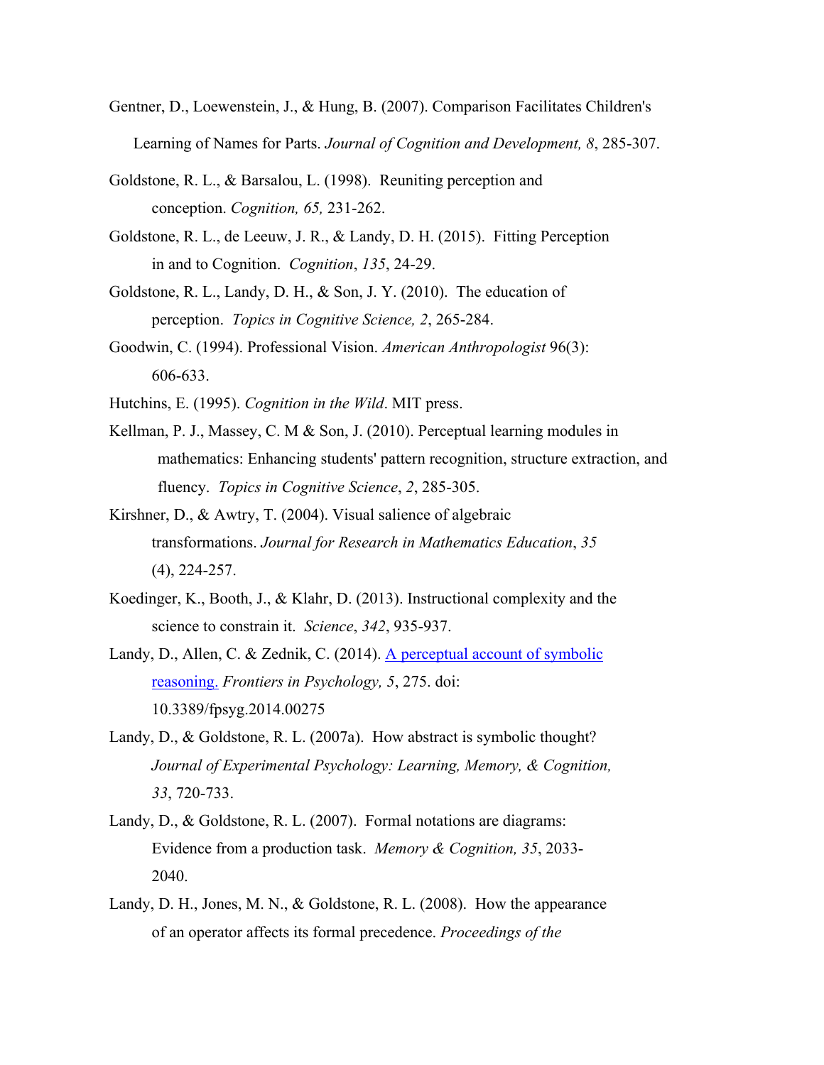Gentner, D., Loewenstein, J., & Hung, B. (2007). Comparison Facilitates Children's Learning of Names for Parts. *Journal of Cognition and Development, 8*, 285-307.

Goldstone, R. L., & Barsalou, L. (1998). Reuniting perception and conception. *Cognition, 65,* 231-262.

Goldstone, R. L., de Leeuw, J. R., & Landy, D. H. (2015). Fitting Perception in and to Cognition. *Cognition*, *135*, 24-29.

Goldstone, R. L., Landy, D. H., & Son, J. Y. (2010). The education of perception. *Topics in Cognitive Science, 2*, 265-284.

Goodwin, C. (1994). Professional Vision. *American Anthropologist* 96(3): 606-633.

Hutchins, E. (1995). *Cognition in the Wild*. MIT press.

Kellman, P. J., Massey, C. M & Son, J. (2010). Perceptual learning modules in mathematics: Enhancing students' pattern recognition, structure extraction, and fluency. *Topics in Cognitive Science*, *2*, 285-305.

Kirshner, D., & Awtry, T. (2004). Visual salience of algebraic transformations. *Journal for Research in Mathematics Education*, *35* (4), 224-257.

Koedinger, K., Booth, J., & Klahr, D. (2013). Instructional complexity and the science to constrain it. *Science*, *342*, 935-937.

Landy, D., Allen, C. & Zednik, C. (2014). A perceptual account of symbolic reasoning. *Frontiers in Psychology, 5*, 275. doi: 10.3389/fpsyg.2014.00275

Landy, D., & Goldstone, R. L. (2007a). How abstract is symbolic thought? *Journal of Experimental Psychology: Learning, Memory, & Cognition, 33*, 720-733.

Landy, D., & Goldstone, R. L. (2007). Formal notations are diagrams: Evidence from a production task. *Memory & Cognition, 35*, 2033-2040.

Landy, D. H., Jones, M. N., & Goldstone, R. L. (2008). How the appearance of an operator affects its formal precedence. *Proceedings of the*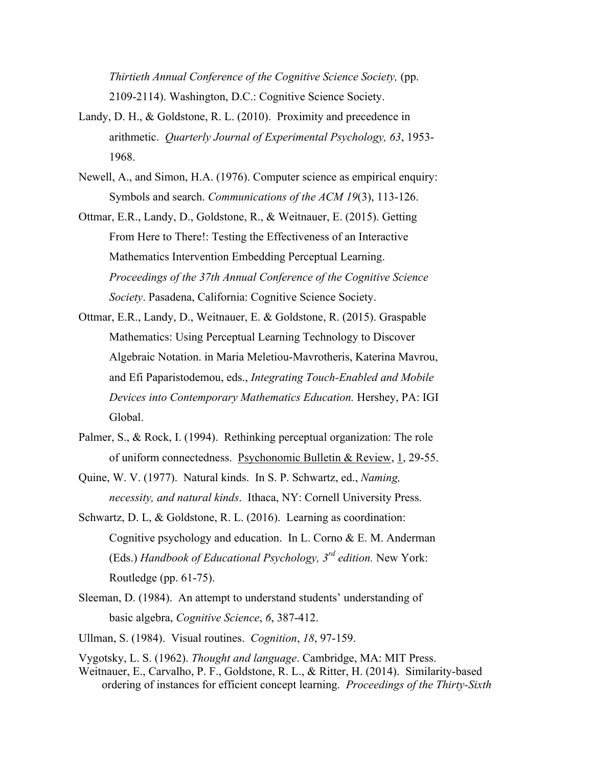*Thirtieth Annual Conference of the Cognitive Science Society,* (pp. 2109-2114). Washington, D.C.: Cognitive Science Society.

Landy, D. H., & Goldstone, R. L. (2010). Proximity and precedence in arithmetic. *Quarterly Journal of Experimental Psychology, 63*, 1953-1968.

Newell, A., and Simon, H.A. (1976). Computer science as empirical enquiry: Symbols and search. *Communications of the ACM 19*(3), 113-126.

Ottmar, E.R., Landy, D., Goldstone, R., & Weitnauer, E. (2015). Getting From Here to There!: Testing the Effectiveness of an Interactive Mathematics Intervention Embedding Perceptual Learning. *Proceedings of the 37th Annual Conference of the Cognitive Science Society*. Pasadena, California: Cognitive Science Society.

Ottmar, E.R., Landy, D., Weitnauer, E. & Goldstone, R. (2015). Graspable Mathematics: Using Perceptual Learning Technology to Discover Algebraic Notation. in Maria Meletiou-Mavrotheris, Katerina Mavrou, and Efi Paparistodemou, eds., *Integrating Touch-Enabled and Mobile Devices into Contemporary Mathematics Education.* Hershey, PA: IGI Global.

Palmer, S., & Rock, I. (1994). Rethinking perceptual organization: The role of uniform connectedness. Psychonomic Bulletin & Review, 1, 29-55.

Quine, W. V. (1977). Natural kinds. In S. P. Schwartz, ed., *Naming, necessity, and natural kinds*. Ithaca, NY: Cornell University Press.

Schwartz, D. L, & Goldstone, R. L. (2016). Learning as coordination: Cognitive psychology and education. In L. Corno & E. M. Anderman (Eds.) *Handbook of Educational Psychology, 3rd edition.* New York: Routledge (pp. 61-75).

Sleeman, D. (1984). An attempt to understand students' understanding of basic algebra, *Cognitive Science*, *6*, 387-412.

Ullman, S. (1984). Visual routines. *Cognition*, *18*, 97-159.

Vygotsky, L. S. (1962). *Thought and language*. Cambridge, MA: MIT Press.

Weitnauer, E., Carvalho, P. F., Goldstone, R. L., & Ritter, H. (2014). Similarity-based ordering of instances for efficient concept learning. *Proceedings of the Thirty-Sixth*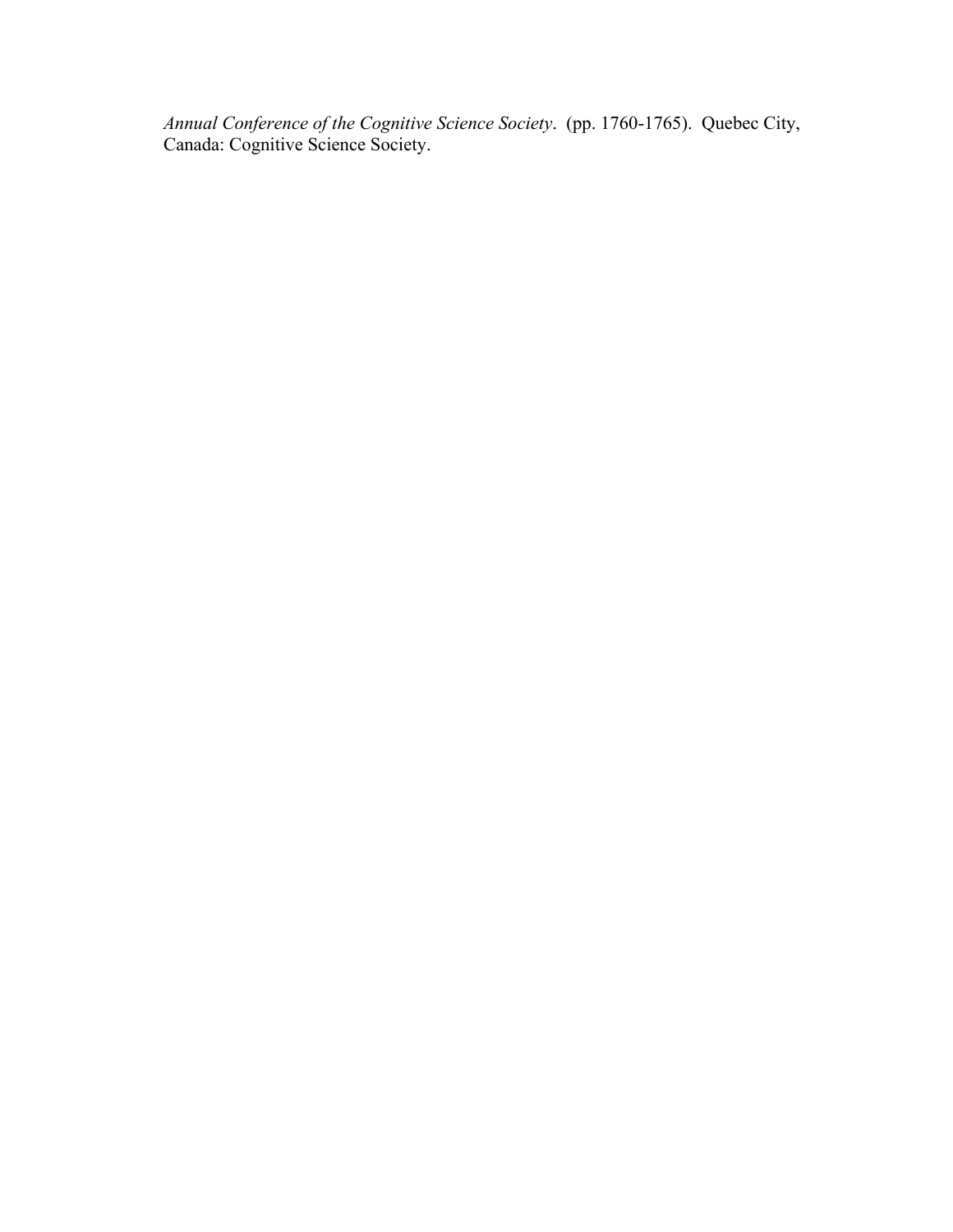*Annual Conference of the Cognitive Science Society*. (pp. 1760-1765). Quebec City, Canada: Cognitive Science Society.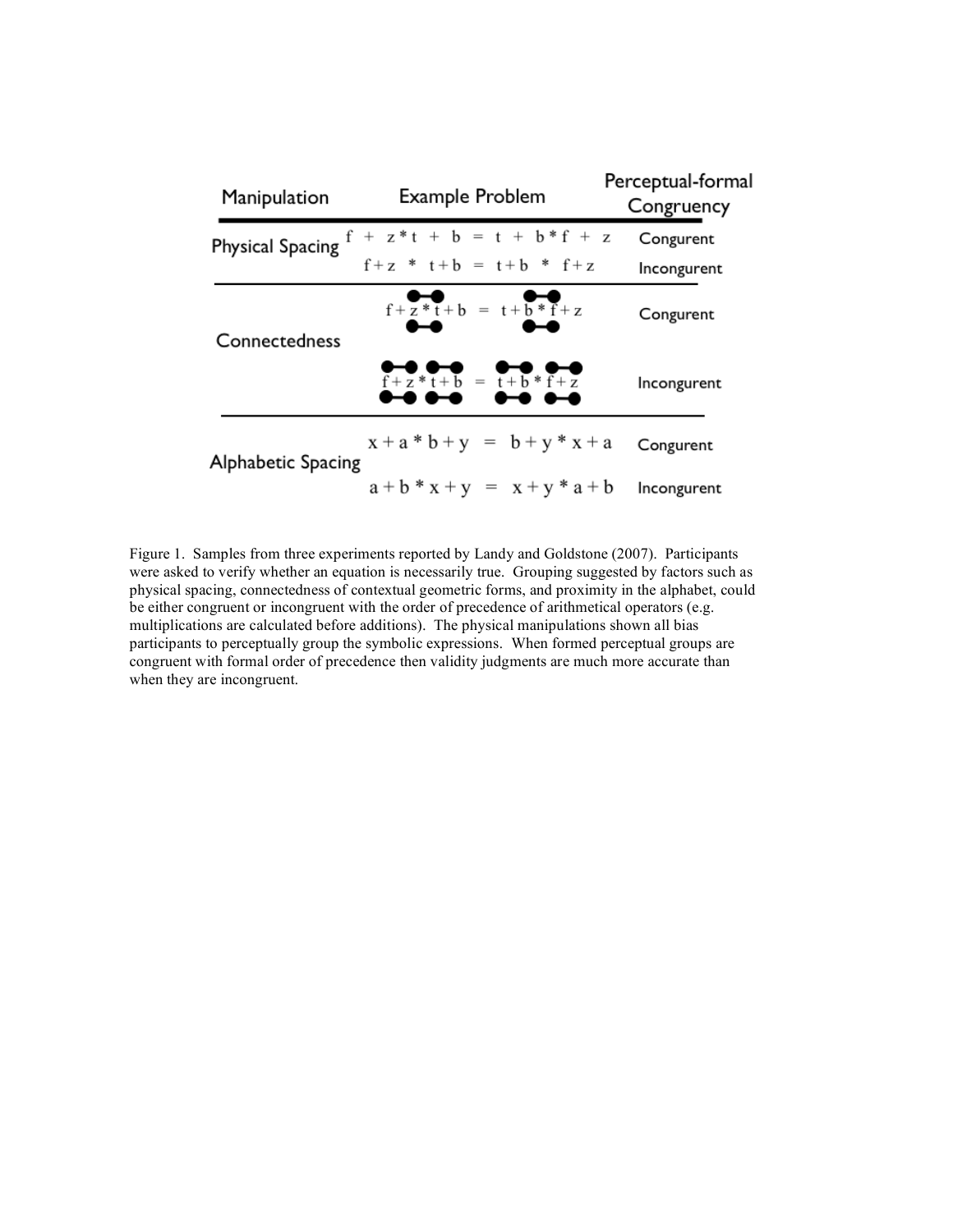| Manipulation | Example Problem | Perceptual-formal Congruency |
| --- | --- | --- |
| Physical Spacing | f + z*t + b = t + b*f + z | Congurent |
| | f+z * t+b = t+b * f+z | Incongurent |
| Connectedness | f+z*t+b = t+b*f+z | Congurent |
| | f+z*t+b = t+b*f+z | Incongurent |
| Alphabetic Spacing | x + a * b + y = b + y * x + a | Congurent |
| | a + b * x + y = x + y * a + b | Incongurent |

Figure 1. Samples from three experiments reported by Landy and Goldstone (2007). Participants were asked to verify whether an equation is necessarily true. Grouping suggested by factors such as physical spacing, connectedness of contextual geometric forms, and proximity in the alphabet, could be either congruent or incongruent with the order of precedence of arithmetical operators (e.g. multiplications are calculated before additions). The physical manipulations shown all bias participants to perceptually group the symbolic expressions. When formed perceptual groups are congruent with formal order of precedence then validity judgments are much more accurate than when they are incongruent.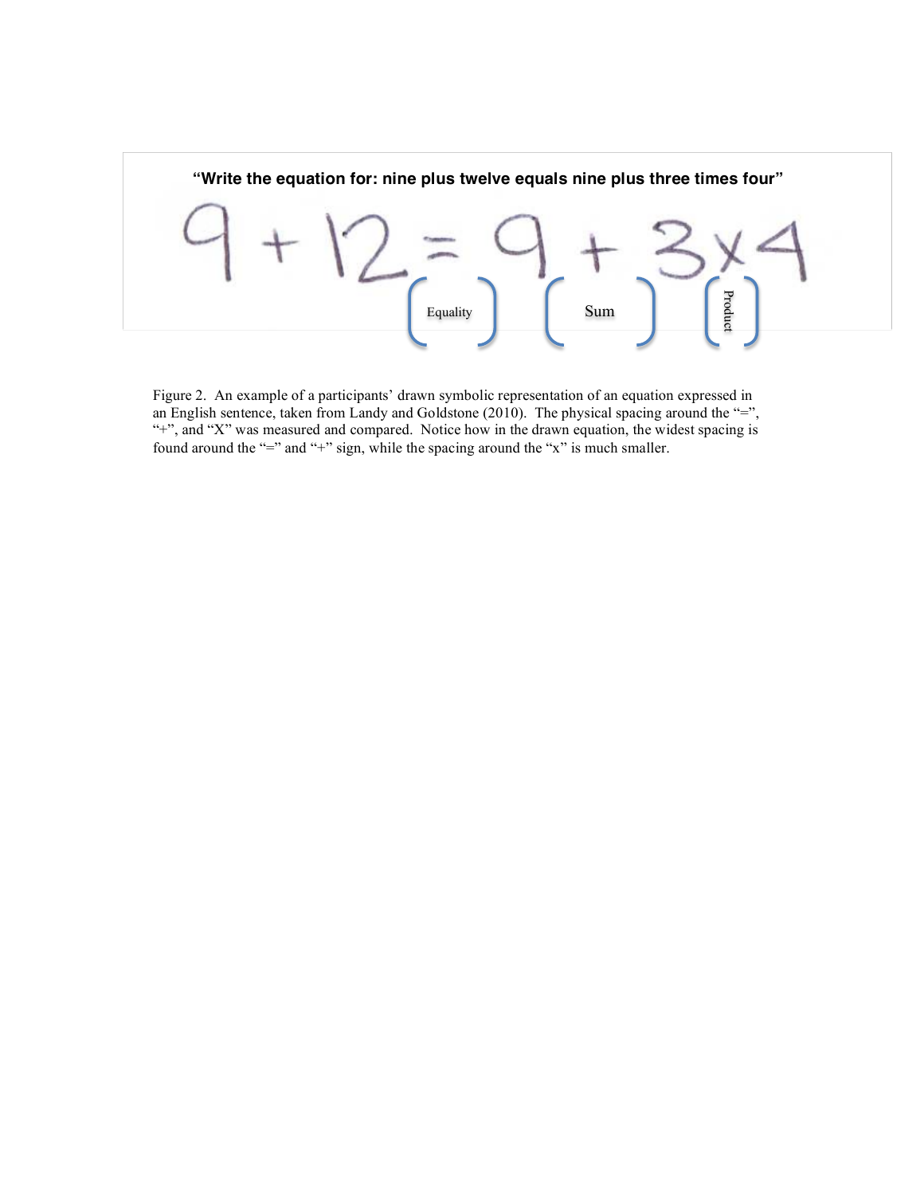"Write the equation for: nine plus twelve equals nine plus three times four"

Equality

Sum

Product

Figure 2. An example of a participants' drawn symbolic representation of an equation expressed in an English sentence, taken from Landy and Goldstone (2010). The physical spacing around the "=", "+", and "X" was measured and compared. Notice how in the drawn equation, the widest spacing is found around the "=" and "+" sign, while the spacing around the "x" is much smaller.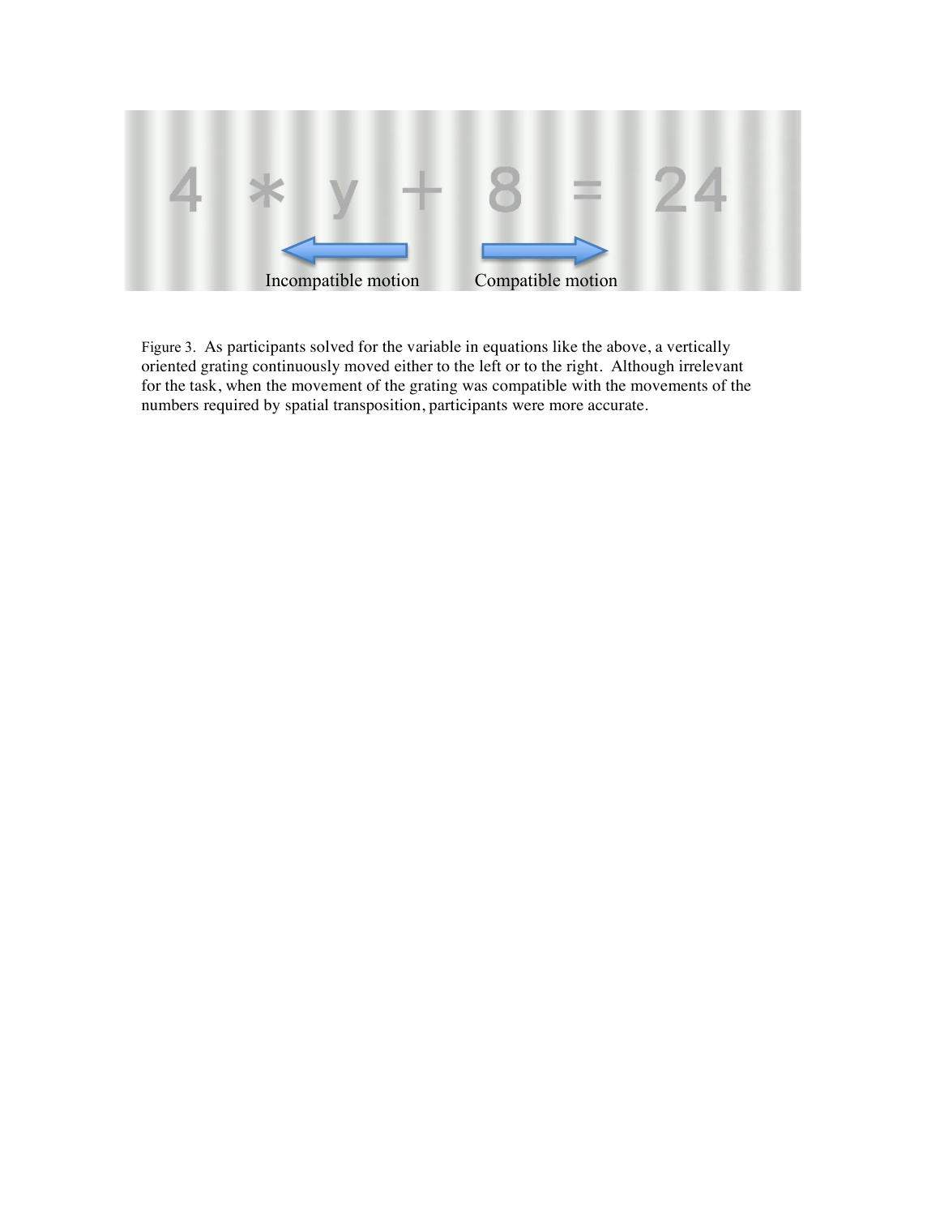4 * y + 8 = 24

Incompatible motion    Compatible motion

Figure 3. As participants solved for the variable in equations like the above, a vertically oriented grating continuously moved either to the left or to the right. Although irrelevant for the task, when the movement of the grating was compatible with the movements of the numbers required by spatial transposition, participants were more accurate.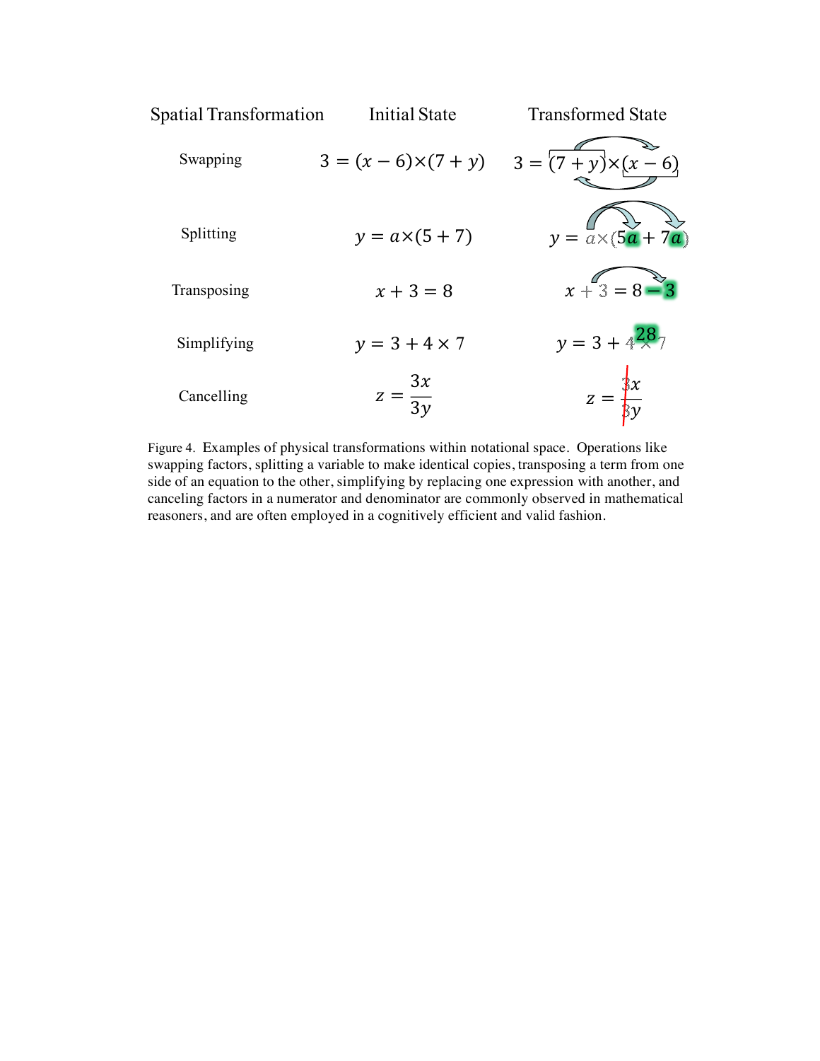| Spatial Transformation | Initial State | Transformed State |
| --- | --- | --- |
| Swapping | $3 = (x-6)\times(7+y)$ | $3 = (7+y)\times(x-6)$ |
| Splitting | $y = a\times(5+7)$ | $y = a\times(5a+7a)$ |
| Transposing | $x + 3 = 8$ | $x + 3 = 8 - 3$ |
| Simplifying | $y = 3 + 4\times 7$ | $y = 3 + 4\times 7$ → $28$ |
| Cancelling | $z = \frac{3x}{3y}$ | $z = \frac{3x}{3y}$ (3s cancelled) |

Figure 4. Examples of physical transformations within notational space. Operations like swapping factors, splitting a variable to make identical copies, transposing a term from one side of an equation to the other, simplifying by replacing one expression with another, and canceling factors in a numerator and denominator are commonly observed in mathematical reasoners, and are often employed in a cognitively efficient and valid fashion.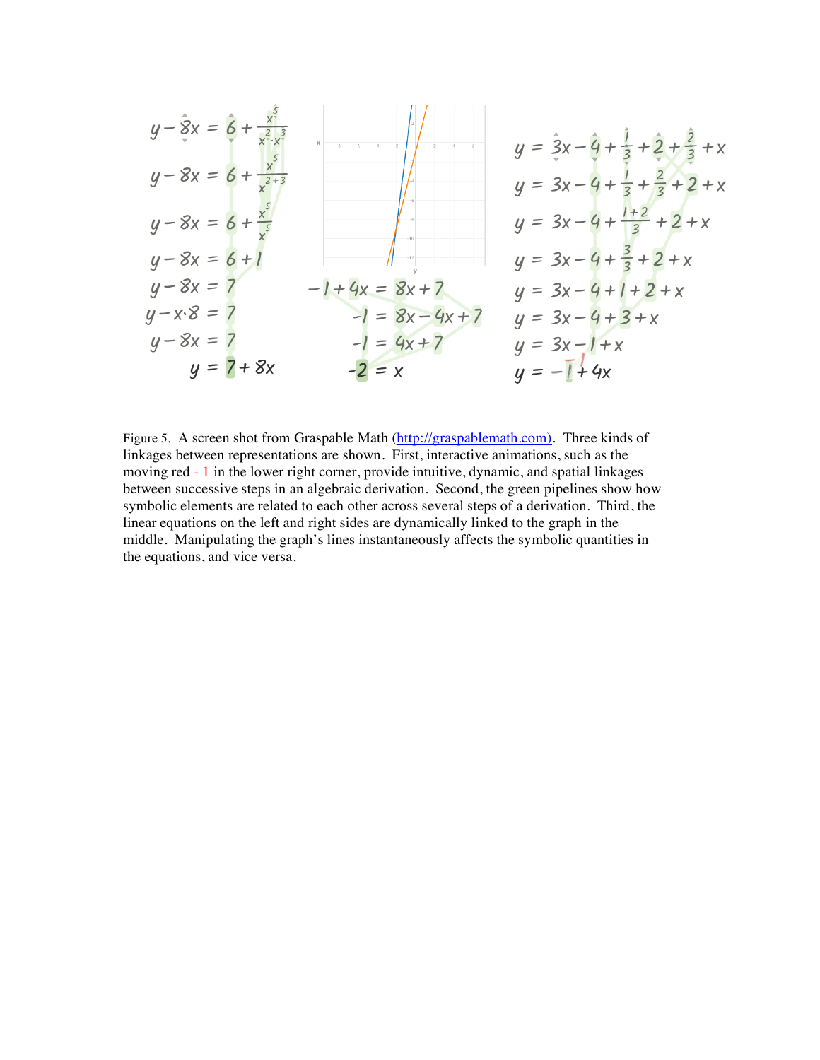$$y - 8x = 6 + \frac{x^5}{x^2 \cdot x^3}$$
$$y - 8x = 6 + \frac{x^5}{x^{2+3}}$$
$$y - 8x = 6 + \frac{x^5}{x^5}$$
$$y - 8x = 6 + 1$$
$$y - 8x = 7$$
$$y - x \cdot 8 = 7$$
$$y - 8x = 7$$
$$y = 7 + 8x$$

$$-1 + 4x = 8x + 7$$
$$-1 = 8x - 4x + 7$$
$$-1 = 4x + 7$$
$$-2 = x$$

$$y = 3x - 4 + \frac{1}{3} + 2 + \frac{2}{3} + x$$
$$y = 3x - 4 + \frac{1}{3} + \frac{2}{3} + 2 + x$$
$$y = 3x - 4 + \frac{1+2}{3} + 2 + x$$
$$y = 3x - 4 + \frac{3}{3} + 2 + x$$
$$y = 3x - 4 + 1 + 2 + x$$
$$y = 3x - 4 + 3 + x$$
$$y = 3x - 1 + x$$
$$y = -1 + 4x$$

Figure 5. A screen shot from Graspable Math (http://graspablemath.com). Three kinds of linkages between representations are shown. First, interactive animations, such as the moving red - 1 in the lower right corner, provide intuitive, dynamic, and spatial linkages between successive steps in an algebraic derivation. Second, the green pipelines show how symbolic elements are related to each other across several steps of a derivation. Third, the linear equations on the left and right sides are dynamically linked to the graph in the middle. Manipulating the graph's lines instantaneously affects the symbolic quantities in the equations, and vice versa.